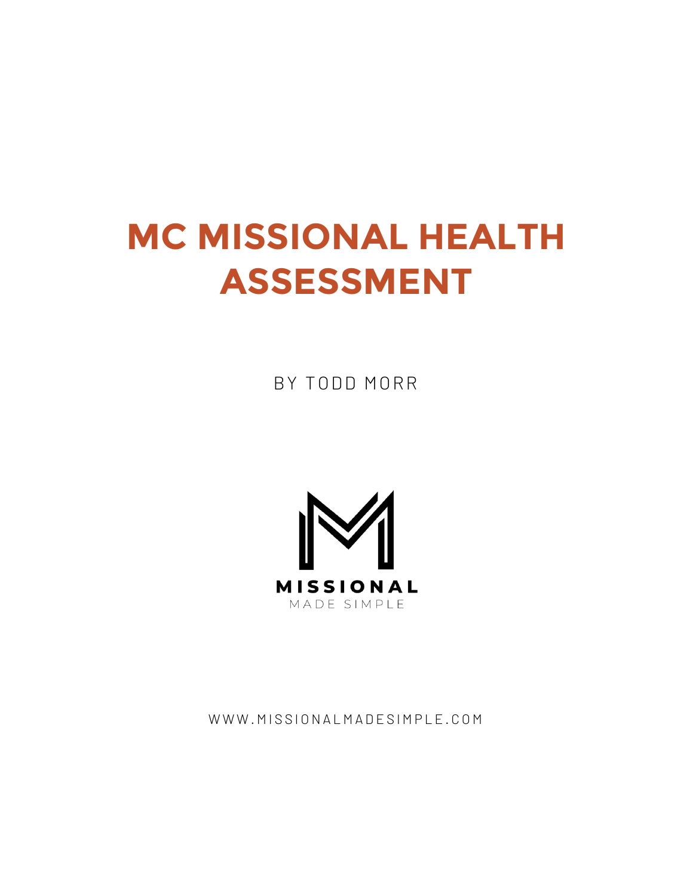# MC MISSIONAL HEALTH ASSESSMENT

BY TODD MORR

MISSIONAL

MADE SIMPLE

WWW.MISSIONALMADESIMPLE.COM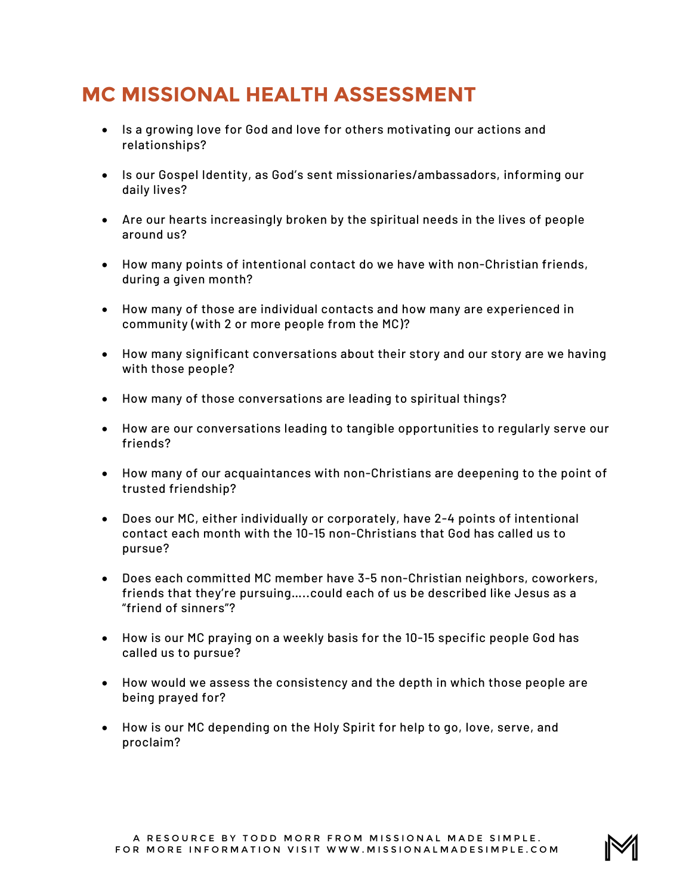# MC MISSIONAL HEALTH ASSESSMENT

- Is a growing love for God and love for others motivating our actions and relationships?
- Is our Gospel Identity, as God's sent missionaries/ambassadors, informing our daily lives?
- Are our hearts increasingly broken by the spiritual needs in the lives of people around us?
- How many points of intentional contact do we have with non-Christian friends, during a given month?
- How many of those are individual contacts and how many are experienced in community (with 2 or more people from the MC)?
- How many significant conversations about their story and our story are we having with those people?
- How many of those conversations are leading to spiritual things?
- How are our conversations leading to tangible opportunities to regularly serve our friends?
- How many of our acquaintances with non-Christians are deepening to the point of trusted friendship?
- Does our MC, either individually or corporately, have 2-4 points of intentional contact each month with the 10-15 non-Christians that God has called us to pursue?
- Does each committed MC member have 3-5 non-Christian neighbors, coworkers, friends that they're pursuing.....could each of us be described like Jesus as a "friend of sinners"?
- How is our MC praying on a weekly basis for the 10-15 specific people God has called us to pursue?
- How would we assess the consistency and the depth in which those people are being prayed for?
- How is our MC depending on the Holy Spirit for help to go, love, serve, and proclaim?

A RESOURCE BY TODD MORR FROM MISSIONAL MADE SIMPLE.
FOR MORE INFORMATION VISIT WWW.MISSIONALMADESIMPLE.COM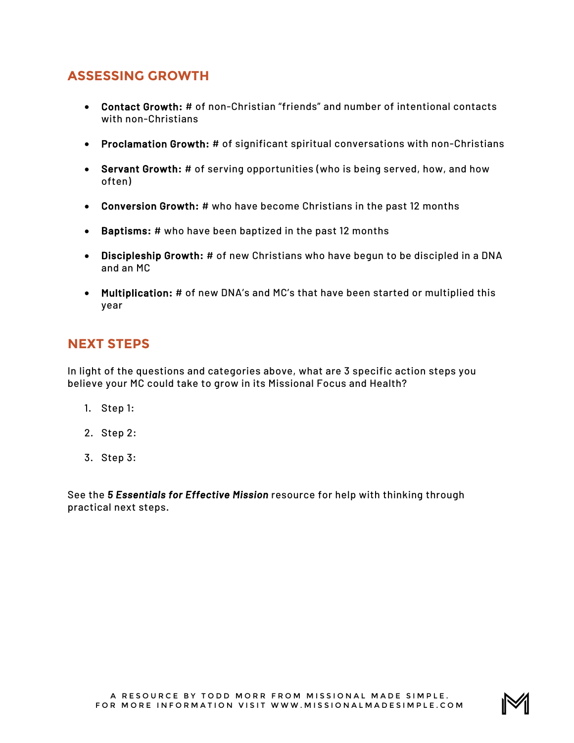## ASSESSING GROWTH

- **Contact Growth:** # of non-Christian "friends" and number of intentional contacts with non-Christians
- **Proclamation Growth:** # of significant spiritual conversations with non-Christians
- **Servant Growth:** # of serving opportunities (who is being served, how, and how often)
- **Conversion Growth:** # who have become Christians in the past 12 months
- **Baptisms:** # who have been baptized in the past 12 months
- **Discipleship Growth:** # of new Christians who have begun to be discipled in a DNA and an MC
- **Multiplication:** # of new DNA's and MC's that have been started or multiplied this year

## NEXT STEPS

In light of the questions and categories above, what are 3 specific action steps you believe your MC could take to grow in its Missional Focus and Health?

1. Step 1:
2. Step 2:
3. Step 3:

See the ***5 Essentials for Effective Mission*** resource for help with thinking through practical next steps.